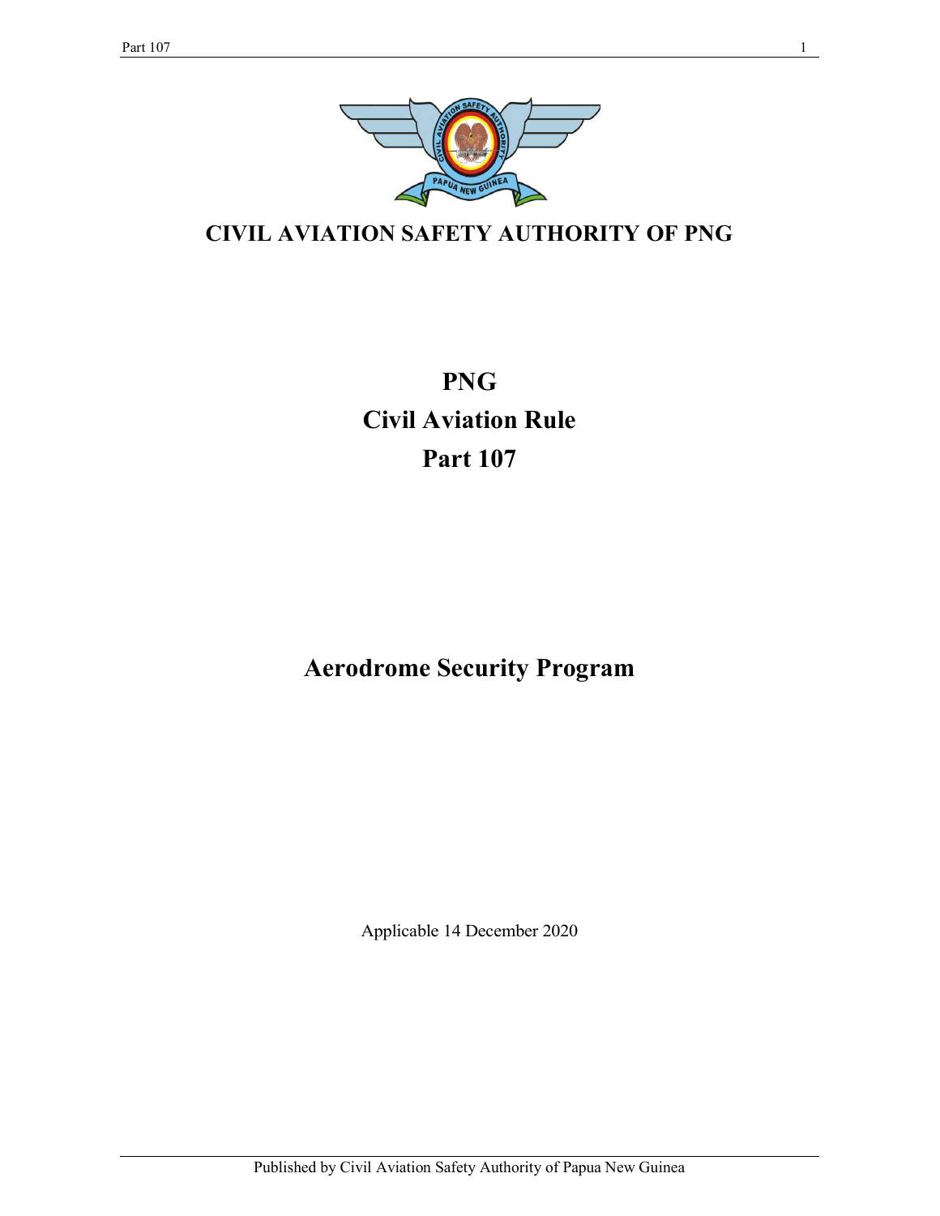# CIVIL AVIATION SAFETY AUTHORITY OF PNG

# PNG
# Civil Aviation Rule
# Part 107

## Aerodrome Security Program

Applicable 14 December 2020

Published by Civil Aviation Safety Authority of Papua New Guinea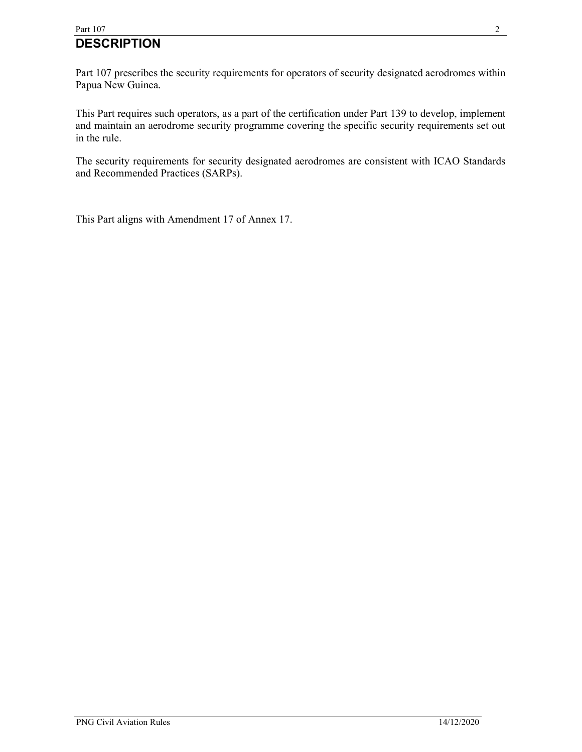# DESCRIPTION

Part 107 prescribes the security requirements for operators of security designated aerodromes within Papua New Guinea.

This Part requires such operators, as a part of the certification under Part 139 to develop, implement and maintain an aerodrome security programme covering the specific security requirements set out in the rule.

The security requirements for security designated aerodromes are consistent with ICAO Standards and Recommended Practices (SARPs).

This Part aligns with Amendment 17 of Annex 17.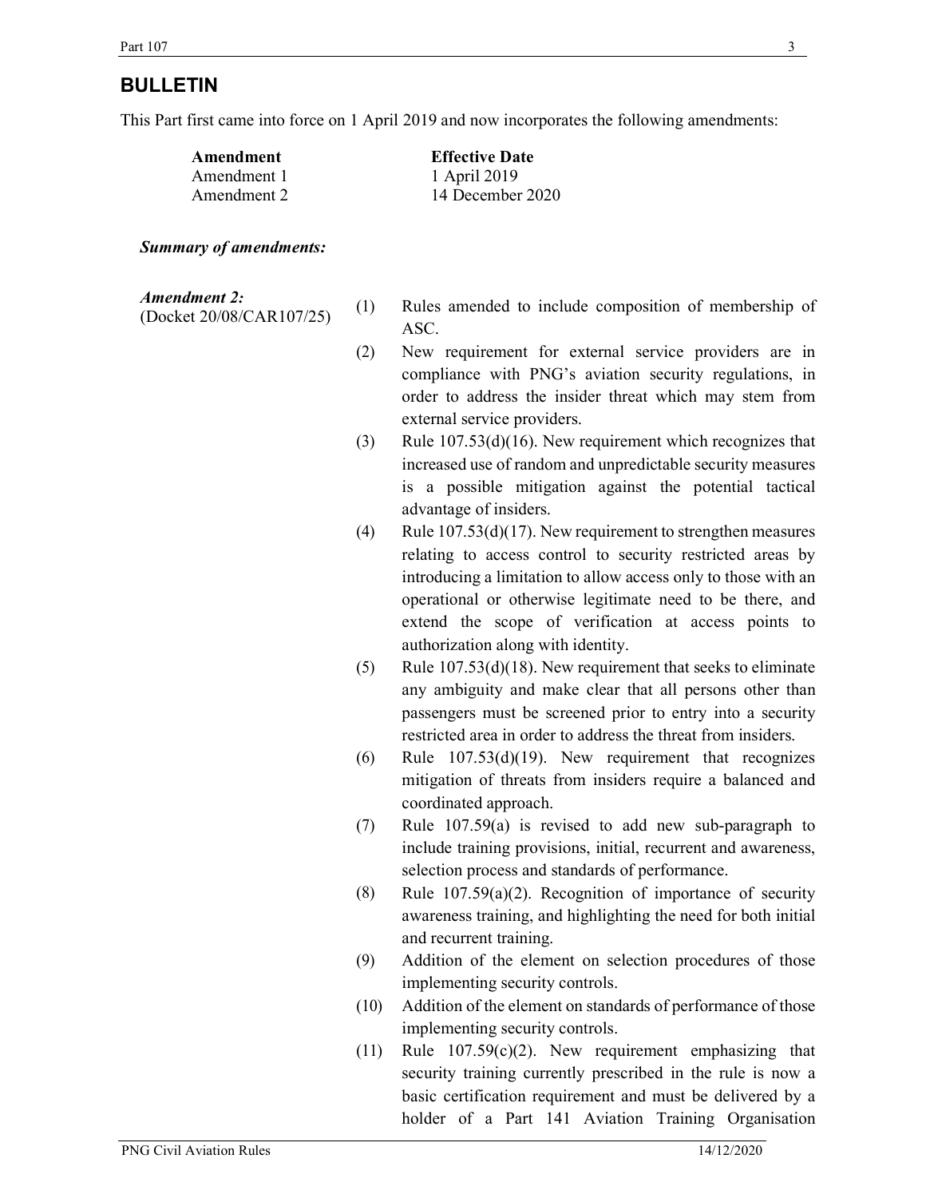## BULLETIN

This Part first came into force on 1 April 2019 and now incorporates the following amendments:

| Amendment | Effective Date |
|---|---|
| Amendment 1 | 1 April 2019 |
| Amendment 2 | 14 December 2020 |

***Summary of amendments:***

***Amendment 2:***
(Docket 20/08/CAR107/25)

(1) Rules amended to include composition of membership of ASC.

(2) New requirement for external service providers are in compliance with PNG's aviation security regulations, in order to address the insider threat which may stem from external service providers.

(3) Rule 107.53(d)(16). New requirement which recognizes that increased use of random and unpredictable security measures is a possible mitigation against the potential tactical advantage of insiders.

(4) Rule 107.53(d)(17). New requirement to strengthen measures relating to access control to security restricted areas by introducing a limitation to allow access only to those with an operational or otherwise legitimate need to be there, and extend the scope of verification at access points to authorization along with identity.

(5) Rule 107.53(d)(18). New requirement that seeks to eliminate any ambiguity and make clear that all persons other than passengers must be screened prior to entry into a security restricted area in order to address the threat from insiders.

(6) Rule 107.53(d)(19). New requirement that recognizes mitigation of threats from insiders require a balanced and coordinated approach.

(7) Rule 107.59(a) is revised to add new sub-paragraph to include training provisions, initial, recurrent and awareness, selection process and standards of performance.

(8) Rule 107.59(a)(2). Recognition of importance of security awareness training, and highlighting the need for both initial and recurrent training.

(9) Addition of the element on selection procedures of those implementing security controls.

(10) Addition of the element on standards of performance of those implementing security controls.

(11) Rule 107.59(c)(2). New requirement emphasizing that security training currently prescribed in the rule is now a basic certification requirement and must be delivered by a holder of a Part 141 Aviation Training Organisation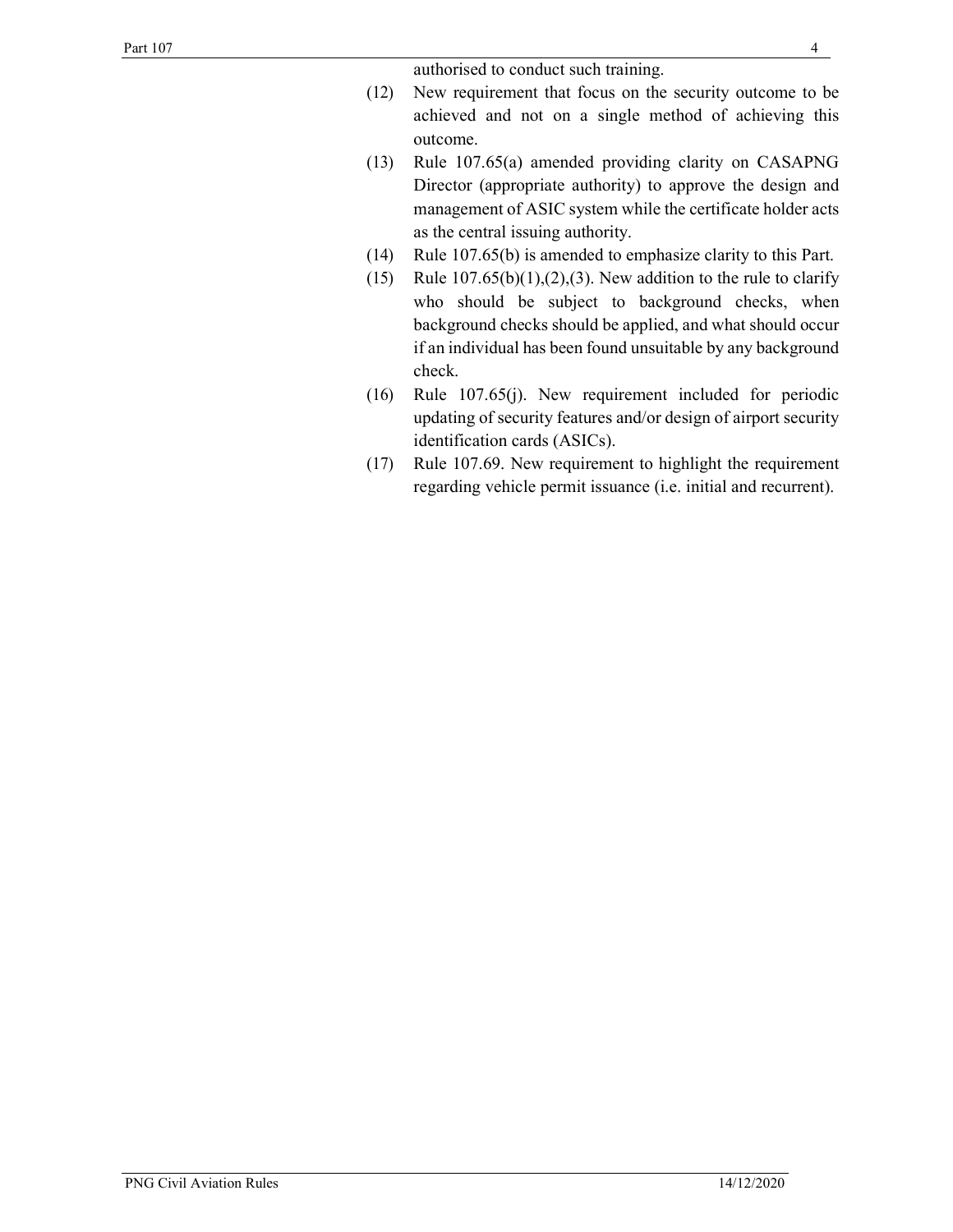authorised to conduct such training.

(12) New requirement that focus on the security outcome to be achieved and not on a single method of achieving this outcome.

(13) Rule 107.65(a) amended providing clarity on CASAPNG Director (appropriate authority) to approve the design and management of ASIC system while the certificate holder acts as the central issuing authority.

(14) Rule 107.65(b) is amended to emphasize clarity to this Part.

(15) Rule 107.65(b)(1),(2),(3). New addition to the rule to clarify who should be subject to background checks, when background checks should be applied, and what should occur if an individual has been found unsuitable by any background check.

(16) Rule 107.65(j). New requirement included for periodic updating of security features and/or design of airport security identification cards (ASICs).

(17) Rule 107.69. New requirement to highlight the requirement regarding vehicle permit issuance (i.e. initial and recurrent).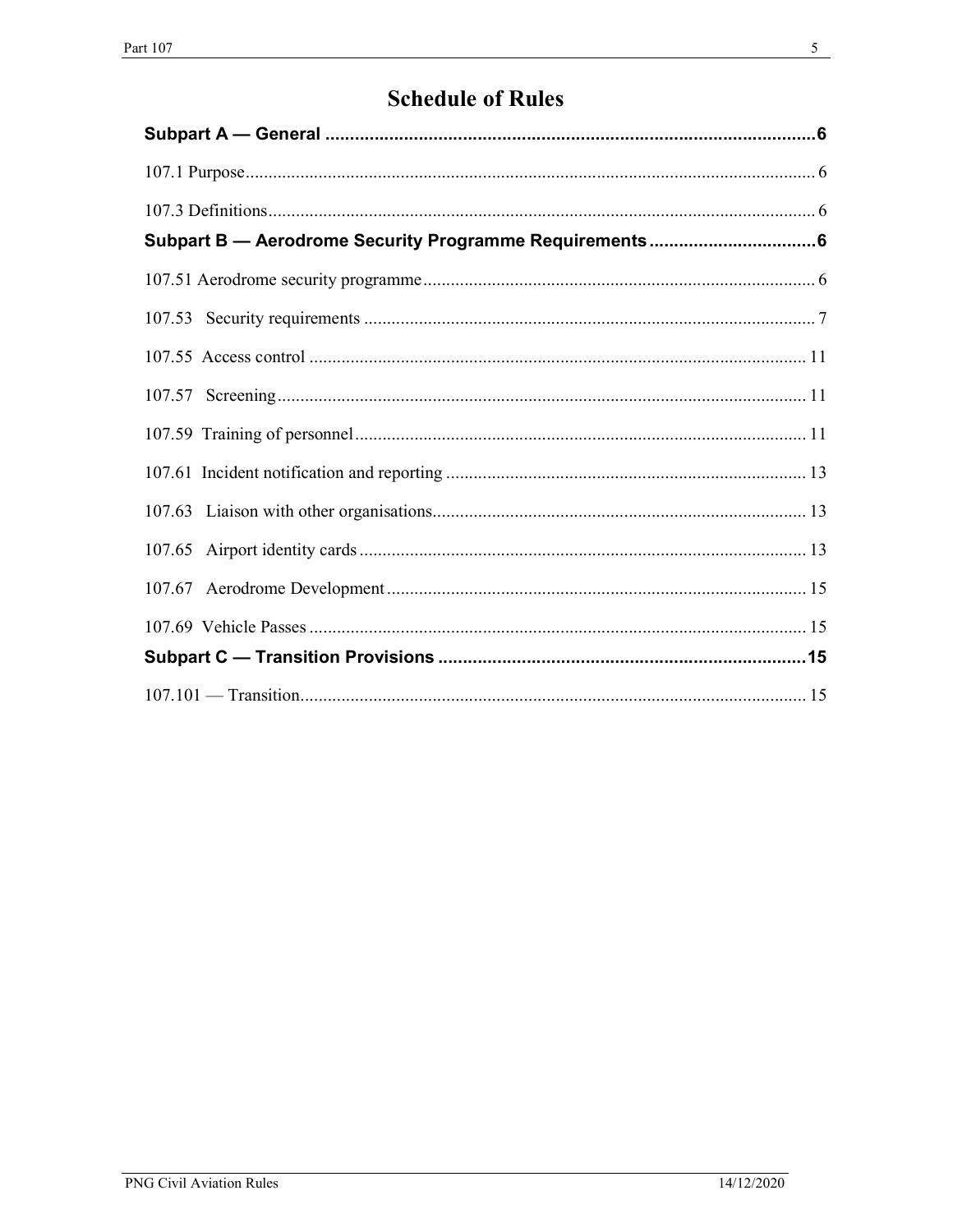# Schedule of Rules

**Subpart A — General** ...................................................................................................6

107.1 Purpose........................................................................................................................ 6

107.3 Definitions.................................................................................................................... 6

**Subpart B — Aerodrome Security Programme Requirements**.................................6

107.51 Aerodrome security programme................................................................................ 6

107.53 Security requirements ................................................................................................ 7

107.55 Access control ......................................................................................................... 11

107.57 Screening.................................................................................................................. 11

107.59 Training of personnel............................................................................................... 11

107.61 Incident notification and reporting .......................................................................... 13

107.63 Liaison with other organisations.............................................................................. 13

107.65 Airport identity cards ............................................................................................... 13

107.67 Aerodrome Development ......................................................................................... 15

107.69 Vehicle Passes .......................................................................................................... 15

**Subpart C — Transition Provisions** .........................................................................15

107.101 — Transition.............................................................................................................. 15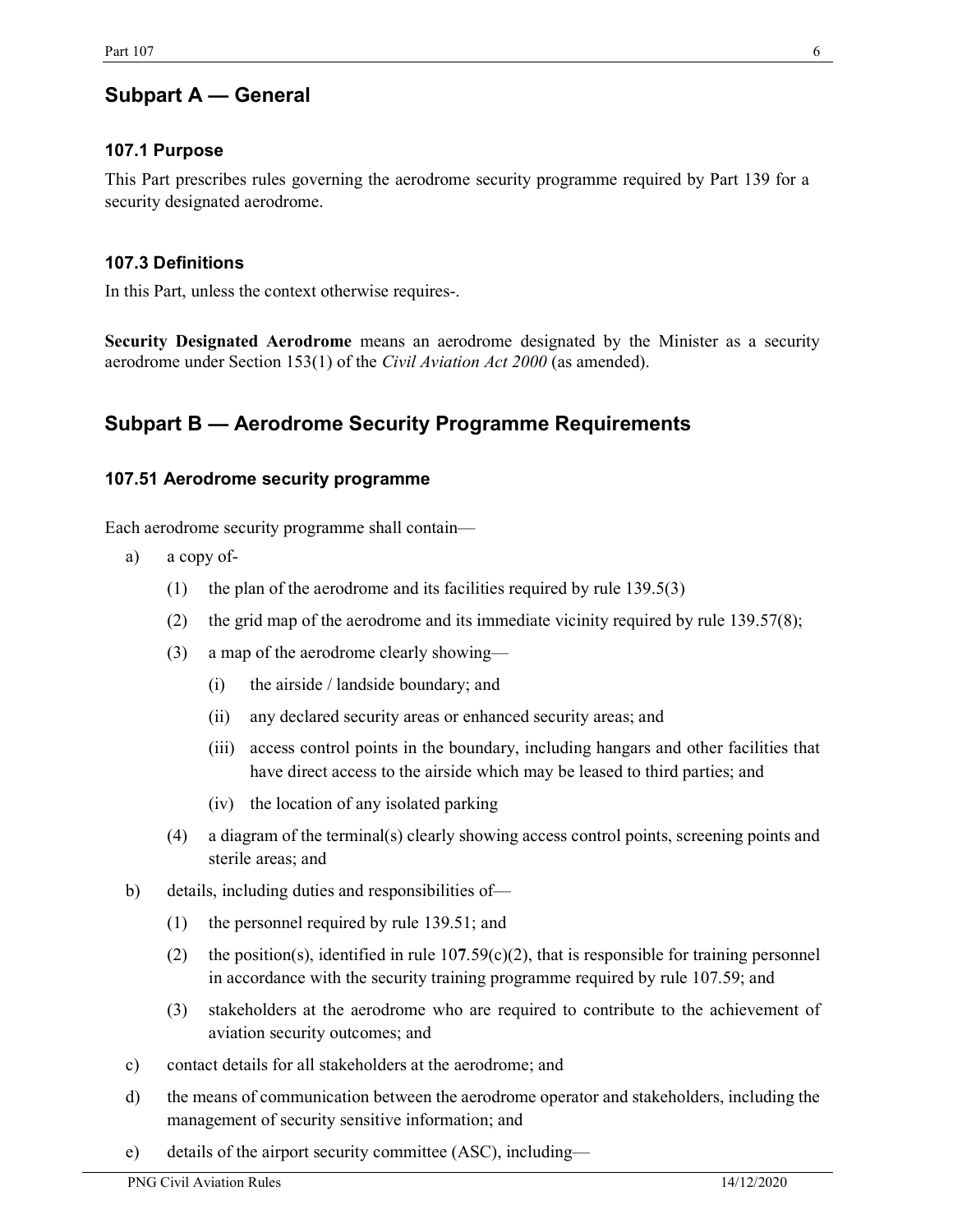## Subpart A — General

### 107.1 Purpose

This Part prescribes rules governing the aerodrome security programme required by Part 139 for a security designated aerodrome.

### 107.3 Definitions

In this Part, unless the context otherwise requires-.

**Security Designated Aerodrome** means an aerodrome designated by the Minister as a security aerodrome under Section 153(1) of the *Civil Aviation Act 2000* (as amended).

## Subpart B — Aerodrome Security Programme Requirements

### 107.51 Aerodrome security programme

Each aerodrome security programme shall contain—

a) a copy of-

  (1) the plan of the aerodrome and its facilities required by rule 139.5(3)

  (2) the grid map of the aerodrome and its immediate vicinity required by rule 139.57(8);

  (3) a map of the aerodrome clearly showing—

    (i) the airside / landside boundary; and

    (ii) any declared security areas or enhanced security areas; and

    (iii) access control points in the boundary, including hangars and other facilities that have direct access to the airside which may be leased to third parties; and

    (iv) the location of any isolated parking

  (4) a diagram of the terminal(s) clearly showing access control points, screening points and sterile areas; and

b) details, including duties and responsibilities of—

  (1) the personnel required by rule 139.51; and

  (2) the position(s), identified in rule 107.59(c)(2), that is responsible for training personnel in accordance with the security training programme required by rule 107.59; and

  (3) stakeholders at the aerodrome who are required to contribute to the achievement of aviation security outcomes; and

c) contact details for all stakeholders at the aerodrome; and

d) the means of communication between the aerodrome operator and stakeholders, including the management of security sensitive information; and

e) details of the airport security committee (ASC), including—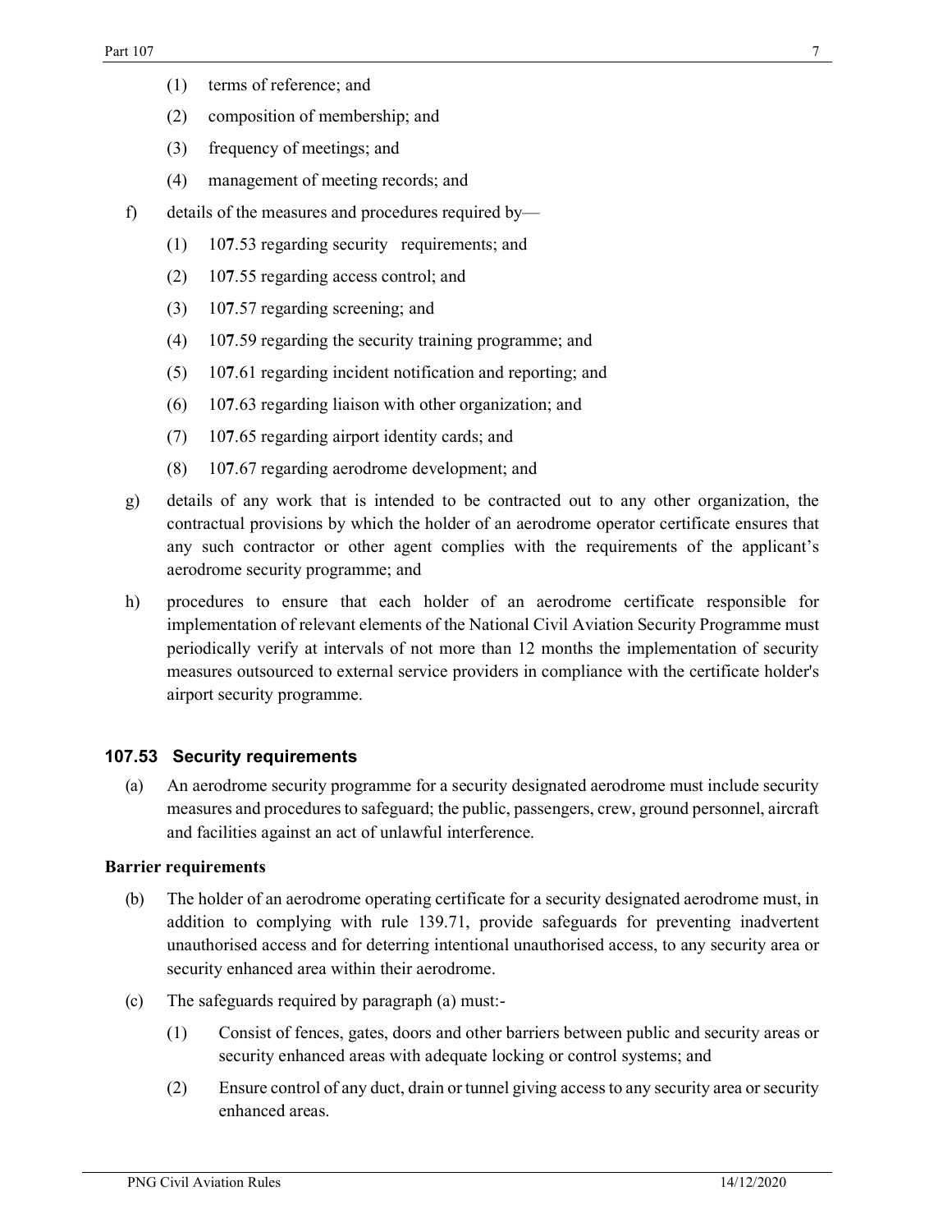(1) terms of reference; and

(2) composition of membership; and

(3) frequency of meetings; and

(4) management of meeting records; and

f) details of the measures and procedures required by—

(1) 107.53 regarding security requirements; and

(2) 107.55 regarding access control; and

(3) 107.57 regarding screening; and

(4) 107.59 regarding the security training programme; and

(5) 107.61 regarding incident notification and reporting; and

(6) 107.63 regarding liaison with other organization; and

(7) 107.65 regarding airport identity cards; and

(8) 107.67 regarding aerodrome development; and

g) details of any work that is intended to be contracted out to any other organization, the contractual provisions by which the holder of an aerodrome operator certificate ensures that any such contractor or other agent complies with the requirements of the applicant's aerodrome security programme; and

h) procedures to ensure that each holder of an aerodrome certificate responsible for implementation of relevant elements of the National Civil Aviation Security Programme must periodically verify at intervals of not more than 12 months the implementation of security measures outsourced to external service providers in compliance with the certificate holder's airport security programme.

### 107.53 Security requirements

(a) An aerodrome security programme for a security designated aerodrome must include security measures and procedures to safeguard; the public, passengers, crew, ground personnel, aircraft and facilities against an act of unlawful interference.

**Barrier requirements**

(b) The holder of an aerodrome operating certificate for a security designated aerodrome must, in addition to complying with rule 139.71, provide safeguards for preventing inadvertent unauthorised access and for deterring intentional unauthorised access, to any security area or security enhanced area within their aerodrome.

(c) The safeguards required by paragraph (a) must:-

(1) Consist of fences, gates, doors and other barriers between public and security areas or security enhanced areas with adequate locking or control systems; and

(2) Ensure control of any duct, drain or tunnel giving access to any security area or security enhanced areas.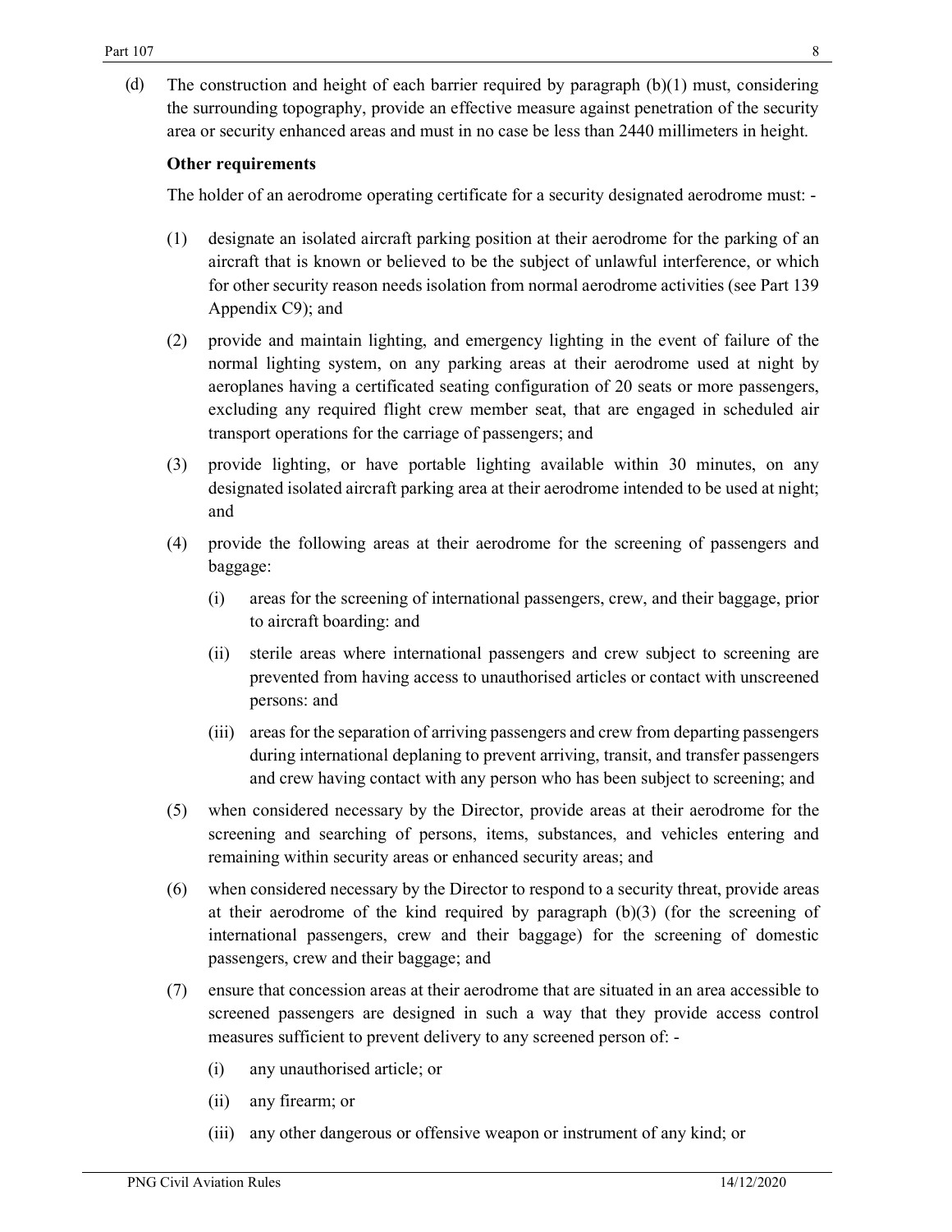(d) The construction and height of each barrier required by paragraph (b)(1) must, considering the surrounding topography, provide an effective measure against penetration of the security area or security enhanced areas and must in no case be less than 2440 millimeters in height.

**Other requirements**

The holder of an aerodrome operating certificate for a security designated aerodrome must: -

(1) designate an isolated aircraft parking position at their aerodrome for the parking of an aircraft that is known or believed to be the subject of unlawful interference, or which for other security reason needs isolation from normal aerodrome activities (see Part 139 Appendix C9); and

(2) provide and maintain lighting, and emergency lighting in the event of failure of the normal lighting system, on any parking areas at their aerodrome used at night by aeroplanes having a certificated seating configuration of 20 seats or more passengers, excluding any required flight crew member seat, that are engaged in scheduled air transport operations for the carriage of passengers; and

(3) provide lighting, or have portable lighting available within 30 minutes, on any designated isolated aircraft parking area at their aerodrome intended to be used at night; and

(4) provide the following areas at their aerodrome for the screening of passengers and baggage:

  (i) areas for the screening of international passengers, crew, and their baggage, prior to aircraft boarding: and

  (ii) sterile areas where international passengers and crew subject to screening are prevented from having access to unauthorised articles or contact with unscreened persons: and

  (iii) areas for the separation of arriving passengers and crew from departing passengers during international deplaning to prevent arriving, transit, and transfer passengers and crew having contact with any person who has been subject to screening; and

(5) when considered necessary by the Director, provide areas at their aerodrome for the screening and searching of persons, items, substances, and vehicles entering and remaining within security areas or enhanced security areas; and

(6) when considered necessary by the Director to respond to a security threat, provide areas at their aerodrome of the kind required by paragraph (b)(3) (for the screening of international passengers, crew and their baggage) for the screening of domestic passengers, crew and their baggage; and

(7) ensure that concession areas at their aerodrome that are situated in an area accessible to screened passengers are designed in such a way that they provide access control measures sufficient to prevent delivery to any screened person of: -

  (i) any unauthorised article; or

  (ii) any firearm; or

  (iii) any other dangerous or offensive weapon or instrument of any kind; or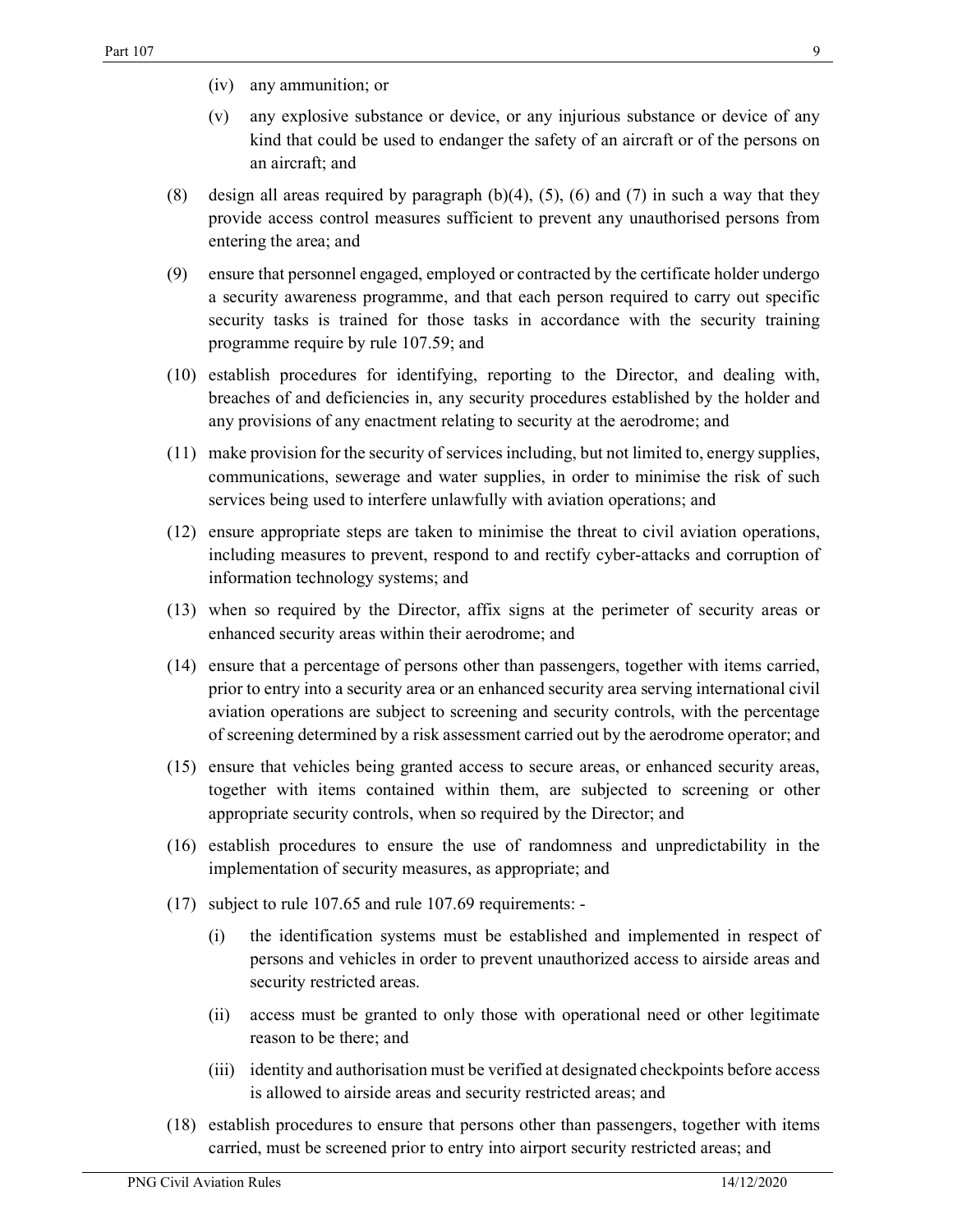(iv) any ammunition; or

(v) any explosive substance or device, or any injurious substance or device of any kind that could be used to endanger the safety of an aircraft or of the persons on an aircraft; and

(8) design all areas required by paragraph (b)(4), (5), (6) and (7) in such a way that they provide access control measures sufficient to prevent any unauthorised persons from entering the area; and

(9) ensure that personnel engaged, employed or contracted by the certificate holder undergo a security awareness programme, and that each person required to carry out specific security tasks is trained for those tasks in accordance with the security training programme require by rule 107.59; and

(10) establish procedures for identifying, reporting to the Director, and dealing with, breaches of and deficiencies in, any security procedures established by the holder and any provisions of any enactment relating to security at the aerodrome; and

(11) make provision for the security of services including, but not limited to, energy supplies, communications, sewerage and water supplies, in order to minimise the risk of such services being used to interfere unlawfully with aviation operations; and

(12) ensure appropriate steps are taken to minimise the threat to civil aviation operations, including measures to prevent, respond to and rectify cyber-attacks and corruption of information technology systems; and

(13) when so required by the Director, affix signs at the perimeter of security areas or enhanced security areas within their aerodrome; and

(14) ensure that a percentage of persons other than passengers, together with items carried, prior to entry into a security area or an enhanced security area serving international civil aviation operations are subject to screening and security controls, with the percentage of screening determined by a risk assessment carried out by the aerodrome operator; and

(15) ensure that vehicles being granted access to secure areas, or enhanced security areas, together with items contained within them, are subjected to screening or other appropriate security controls, when so required by the Director; and

(16) establish procedures to ensure the use of randomness and unpredictability in the implementation of security measures, as appropriate; and

(17) subject to rule 107.65 and rule 107.69 requirements: -

(i) the identification systems must be established and implemented in respect of persons and vehicles in order to prevent unauthorized access to airside areas and security restricted areas.

(ii) access must be granted to only those with operational need or other legitimate reason to be there; and

(iii) identity and authorisation must be verified at designated checkpoints before access is allowed to airside areas and security restricted areas; and

(18) establish procedures to ensure that persons other than passengers, together with items carried, must be screened prior to entry into airport security restricted areas; and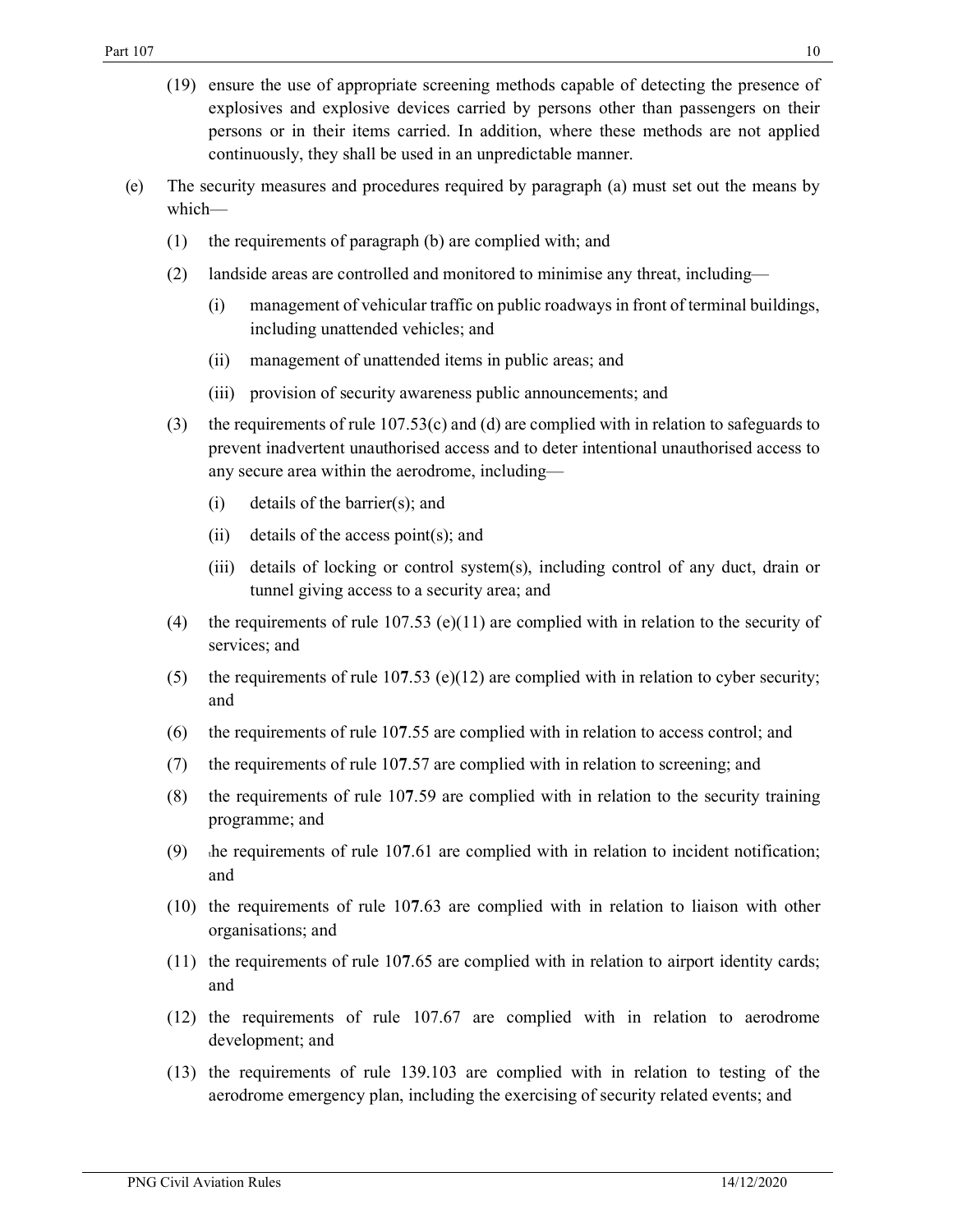(19) ensure the use of appropriate screening methods capable of detecting the presence of explosives and explosive devices carried by persons other than passengers on their persons or in their items carried. In addition, where these methods are not applied continuously, they shall be used in an unpredictable manner.

(e) The security measures and procedures required by paragraph (a) must set out the means by which—

(1) the requirements of paragraph (b) are complied with; and

(2) landside areas are controlled and monitored to minimise any threat, including—

(i) management of vehicular traffic on public roadways in front of terminal buildings, including unattended vehicles; and

(ii) management of unattended items in public areas; and

(iii) provision of security awareness public announcements; and

(3) the requirements of rule 107.53(c) and (d) are complied with in relation to safeguards to prevent inadvertent unauthorised access and to deter intentional unauthorised access to any secure area within the aerodrome, including—

(i) details of the barrier(s); and

(ii) details of the access point(s); and

(iii) details of locking or control system(s), including control of any duct, drain or tunnel giving access to a security area; and

(4) the requirements of rule 107.53 (e)(11) are complied with in relation to the security of services; and

(5) the requirements of rule 107.53 (e)(12) are complied with in relation to cyber security; and

(6) the requirements of rule 107.55 are complied with in relation to access control; and

(7) the requirements of rule 107.57 are complied with in relation to screening; and

(8) the requirements of rule 107.59 are complied with in relation to the security training programme; and

(9) the requirements of rule 107.61 are complied with in relation to incident notification; and

(10) the requirements of rule 107.63 are complied with in relation to liaison with other organisations; and

(11) the requirements of rule 107.65 are complied with in relation to airport identity cards; and

(12) the requirements of rule 107.67 are complied with in relation to aerodrome development; and

(13) the requirements of rule 139.103 are complied with in relation to testing of the aerodrome emergency plan, including the exercising of security related events; and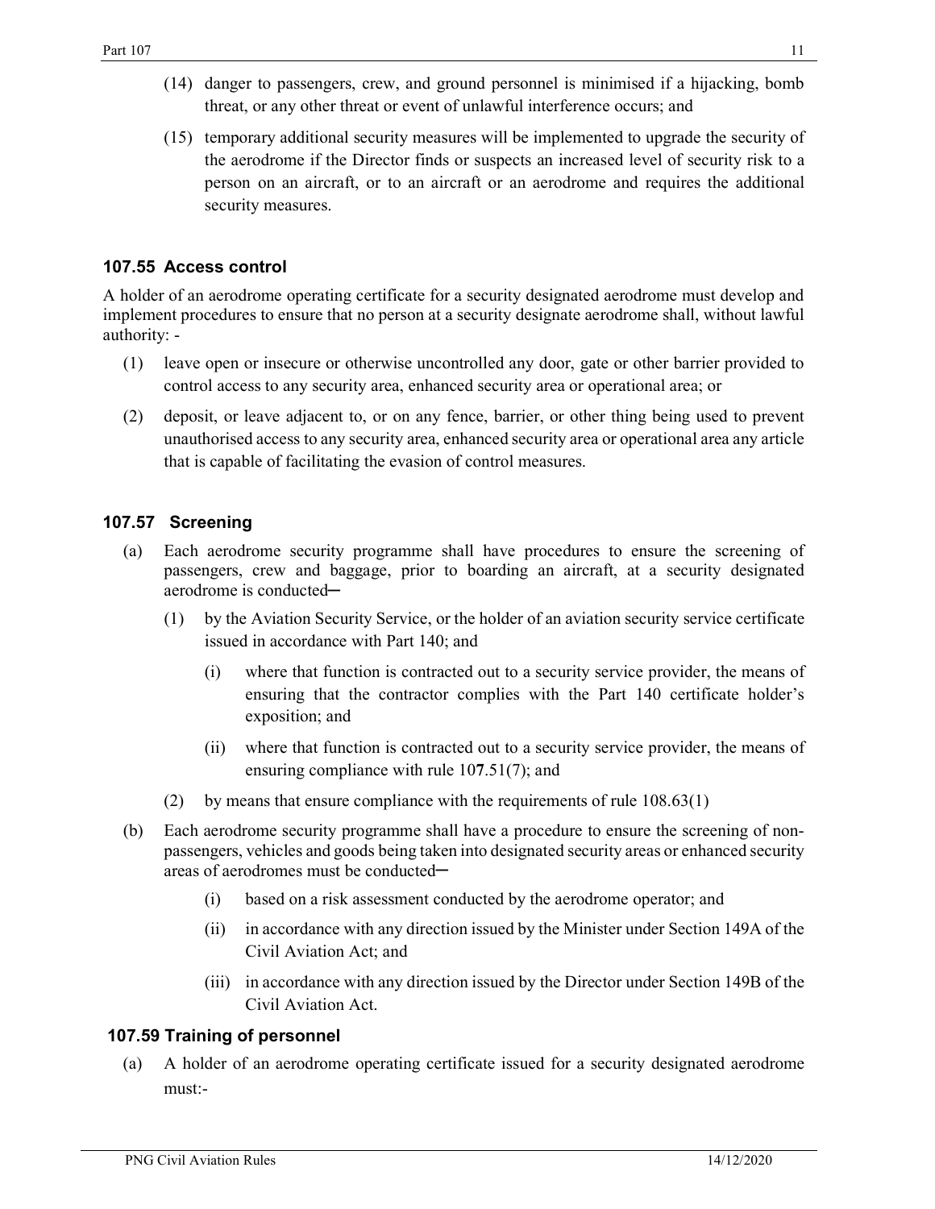(14) danger to passengers, crew, and ground personnel is minimised if a hijacking, bomb threat, or any other threat or event of unlawful interference occurs; and

(15) temporary additional security measures will be implemented to upgrade the security of the aerodrome if the Director finds or suspects an increased level of security risk to a person on an aircraft, or to an aircraft or an aerodrome and requires the additional security measures.

### 107.55 Access control

A holder of an aerodrome operating certificate for a security designated aerodrome must develop and implement procedures to ensure that no person at a security designate aerodrome shall, without lawful authority: -

(1) leave open or insecure or otherwise uncontrolled any door, gate or other barrier provided to control access to any security area, enhanced security area or operational area; or

(2) deposit, or leave adjacent to, or on any fence, barrier, or other thing being used to prevent unauthorised access to any security area, enhanced security area or operational area any article that is capable of facilitating the evasion of control measures.

### 107.57 Screening

(a) Each aerodrome security programme shall have procedures to ensure the screening of passengers, crew and baggage, prior to boarding an aircraft, at a security designated aerodrome is conducted─

   (1) by the Aviation Security Service, or the holder of an aviation security service certificate issued in accordance with Part 140; and

      (i) where that function is contracted out to a security service provider, the means of ensuring that the contractor complies with the Part 140 certificate holder's exposition; and

      (ii) where that function is contracted out to a security service provider, the means of ensuring compliance with rule 10**7**.51(7); and

   (2) by means that ensure compliance with the requirements of rule 108.63(1)

(b) Each aerodrome security programme shall have a procedure to ensure the screening of non-passengers, vehicles and goods being taken into designated security areas or enhanced security areas of aerodromes must be conducted─

      (i) based on a risk assessment conducted by the aerodrome operator; and

      (ii) in accordance with any direction issued by the Minister under Section 149A of the Civil Aviation Act; and

      (iii) in accordance with any direction issued by the Director under Section 149B of the Civil Aviation Act.

### 107.59 Training of personnel

(a) A holder of an aerodrome operating certificate issued for a security designated aerodrome must:-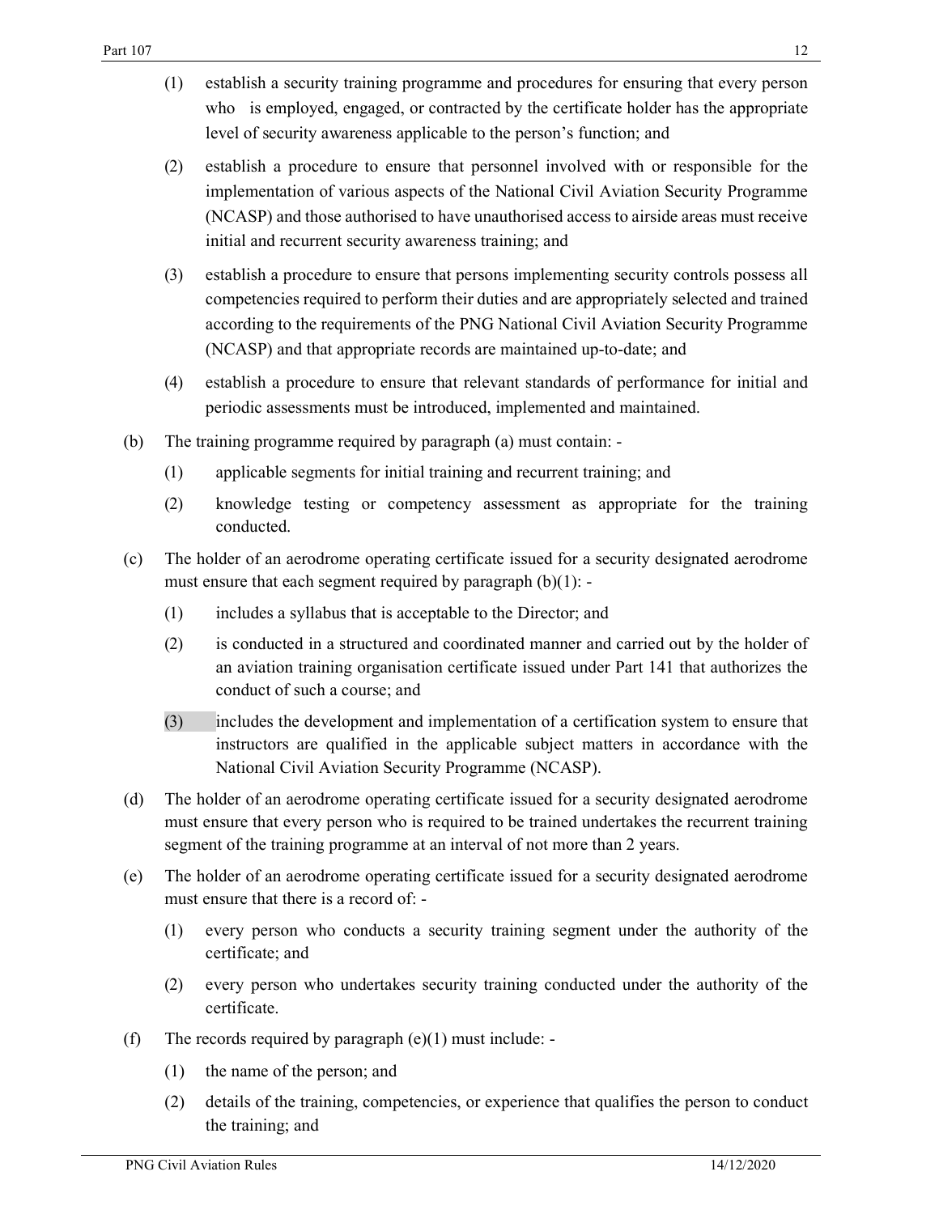(1) establish a security training programme and procedures for ensuring that every person who is employed, engaged, or contracted by the certificate holder has the appropriate level of security awareness applicable to the person's function; and

(2) establish a procedure to ensure that personnel involved with or responsible for the implementation of various aspects of the National Civil Aviation Security Programme (NCASP) and those authorised to have unauthorised access to airside areas must receive initial and recurrent security awareness training; and

(3) establish a procedure to ensure that persons implementing security controls possess all competencies required to perform their duties and are appropriately selected and trained according to the requirements of the PNG National Civil Aviation Security Programme (NCASP) and that appropriate records are maintained up-to-date; and

(4) establish a procedure to ensure that relevant standards of performance for initial and periodic assessments must be introduced, implemented and maintained.

(b) The training programme required by paragraph (a) must contain: -

(1) applicable segments for initial training and recurrent training; and

(2) knowledge testing or competency assessment as appropriate for the training conducted.

(c) The holder of an aerodrome operating certificate issued for a security designated aerodrome must ensure that each segment required by paragraph (b)(1): -

(1) includes a syllabus that is acceptable to the Director; and

(2) is conducted in a structured and coordinated manner and carried out by the holder of an aviation training organisation certificate issued under Part 141 that authorizes the conduct of such a course; and

(3) includes the development and implementation of a certification system to ensure that instructors are qualified in the applicable subject matters in accordance with the National Civil Aviation Security Programme (NCASP).

(d) The holder of an aerodrome operating certificate issued for a security designated aerodrome must ensure that every person who is required to be trained undertakes the recurrent training segment of the training programme at an interval of not more than 2 years.

(e) The holder of an aerodrome operating certificate issued for a security designated aerodrome must ensure that there is a record of: -

(1) every person who conducts a security training segment under the authority of the certificate; and

(2) every person who undertakes security training conducted under the authority of the certificate.

(f) The records required by paragraph (e)(1) must include: -

(1) the name of the person; and

(2) details of the training, competencies, or experience that qualifies the person to conduct the training; and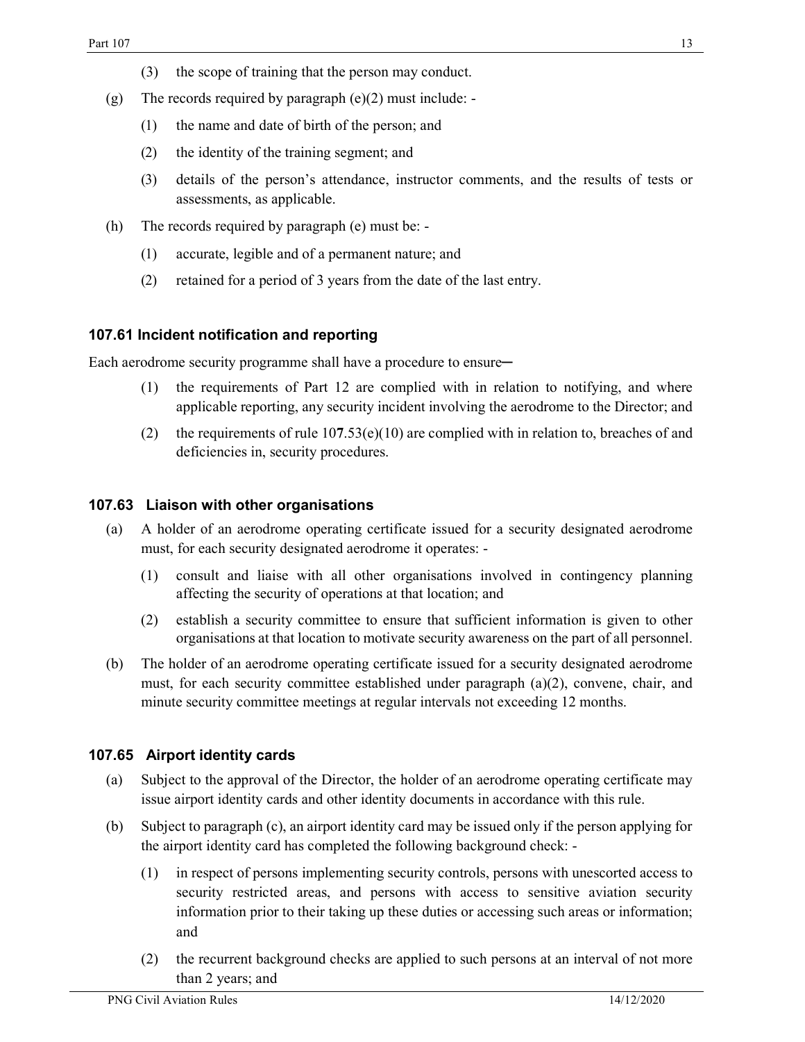(3) the scope of training that the person may conduct.

(g) The records required by paragraph (e)(2) must include: -

(1) the name and date of birth of the person; and

(2) the identity of the training segment; and

(3) details of the person's attendance, instructor comments, and the results of tests or assessments, as applicable.

(h) The records required by paragraph (e) must be: -

(1) accurate, legible and of a permanent nature; and

(2) retained for a period of 3 years from the date of the last entry.

### 107.61 Incident notification and reporting

Each aerodrome security programme shall have a procedure to ensure─

(1) the requirements of Part 12 are complied with in relation to notifying, and where applicable reporting, any security incident involving the aerodrome to the Director; and

(2) the requirements of rule 107.53(e)(10) are complied with in relation to, breaches of and deficiencies in, security procedures.

### 107.63 Liaison with other organisations

(a) A holder of an aerodrome operating certificate issued for a security designated aerodrome must, for each security designated aerodrome it operates: -

(1) consult and liaise with all other organisations involved in contingency planning affecting the security of operations at that location; and

(2) establish a security committee to ensure that sufficient information is given to other organisations at that location to motivate security awareness on the part of all personnel.

(b) The holder of an aerodrome operating certificate issued for a security designated aerodrome must, for each security committee established under paragraph (a)(2), convene, chair, and minute security committee meetings at regular intervals not exceeding 12 months.

### 107.65 Airport identity cards

(a) Subject to the approval of the Director, the holder of an aerodrome operating certificate may issue airport identity cards and other identity documents in accordance with this rule.

(b) Subject to paragraph (c), an airport identity card may be issued only if the person applying for the airport identity card has completed the following background check: -

(1) in respect of persons implementing security controls, persons with unescorted access to security restricted areas, and persons with access to sensitive aviation security information prior to their taking up these duties or accessing such areas or information; and

(2) the recurrent background checks are applied to such persons at an interval of not more than 2 years; and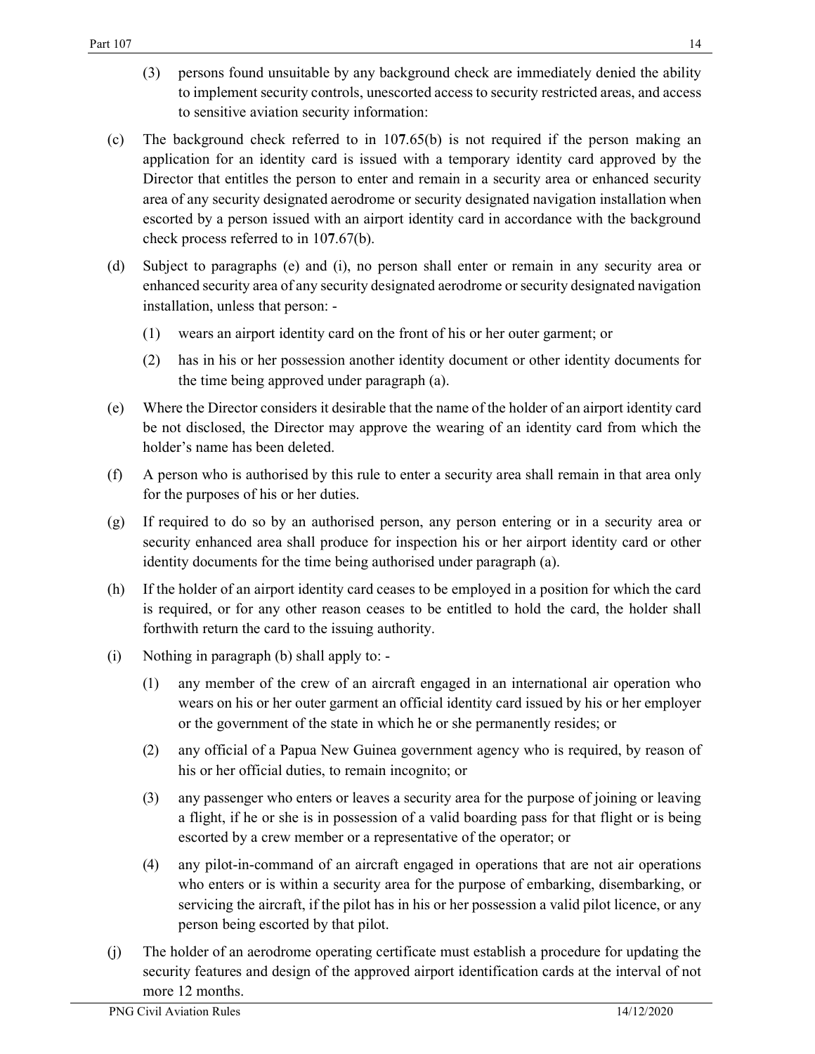(3) persons found unsuitable by any background check are immediately denied the ability to implement security controls, unescorted access to security restricted areas, and access to sensitive aviation security information:

(c) The background check referred to in 10**7**.65(b) is not required if the person making an application for an identity card is issued with a temporary identity card approved by the Director that entitles the person to enter and remain in a security area or enhanced security area of any security designated aerodrome or security designated navigation installation when escorted by a person issued with an airport identity card in accordance with the background check process referred to in 10**7**.67(b).

(d) Subject to paragraphs (e) and (i), no person shall enter or remain in any security area or enhanced security area of any security designated aerodrome or security designated navigation installation, unless that person: -

(1) wears an airport identity card on the front of his or her outer garment; or

(2) has in his or her possession another identity document or other identity documents for the time being approved under paragraph (a).

(e) Where the Director considers it desirable that the name of the holder of an airport identity card be not disclosed, the Director may approve the wearing of an identity card from which the holder's name has been deleted.

(f) A person who is authorised by this rule to enter a security area shall remain in that area only for the purposes of his or her duties.

(g) If required to do so by an authorised person, any person entering or in a security area or security enhanced area shall produce for inspection his or her airport identity card or other identity documents for the time being authorised under paragraph (a).

(h) If the holder of an airport identity card ceases to be employed in a position for which the card is required, or for any other reason ceases to be entitled to hold the card, the holder shall forthwith return the card to the issuing authority.

(i) Nothing in paragraph (b) shall apply to: -

(1) any member of the crew of an aircraft engaged in an international air operation who wears on his or her outer garment an official identity card issued by his or her employer or the government of the state in which he or she permanently resides; or

(2) any official of a Papua New Guinea government agency who is required, by reason of his or her official duties, to remain incognito; or

(3) any passenger who enters or leaves a security area for the purpose of joining or leaving a flight, if he or she is in possession of a valid boarding pass for that flight or is being escorted by a crew member or a representative of the operator; or

(4) any pilot-in-command of an aircraft engaged in operations that are not air operations who enters or is within a security area for the purpose of embarking, disembarking, or servicing the aircraft, if the pilot has in his or her possession a valid pilot licence, or any person being escorted by that pilot.

(j) The holder of an aerodrome operating certificate must establish a procedure for updating the security features and design of the approved airport identification cards at the interval of not more 12 months.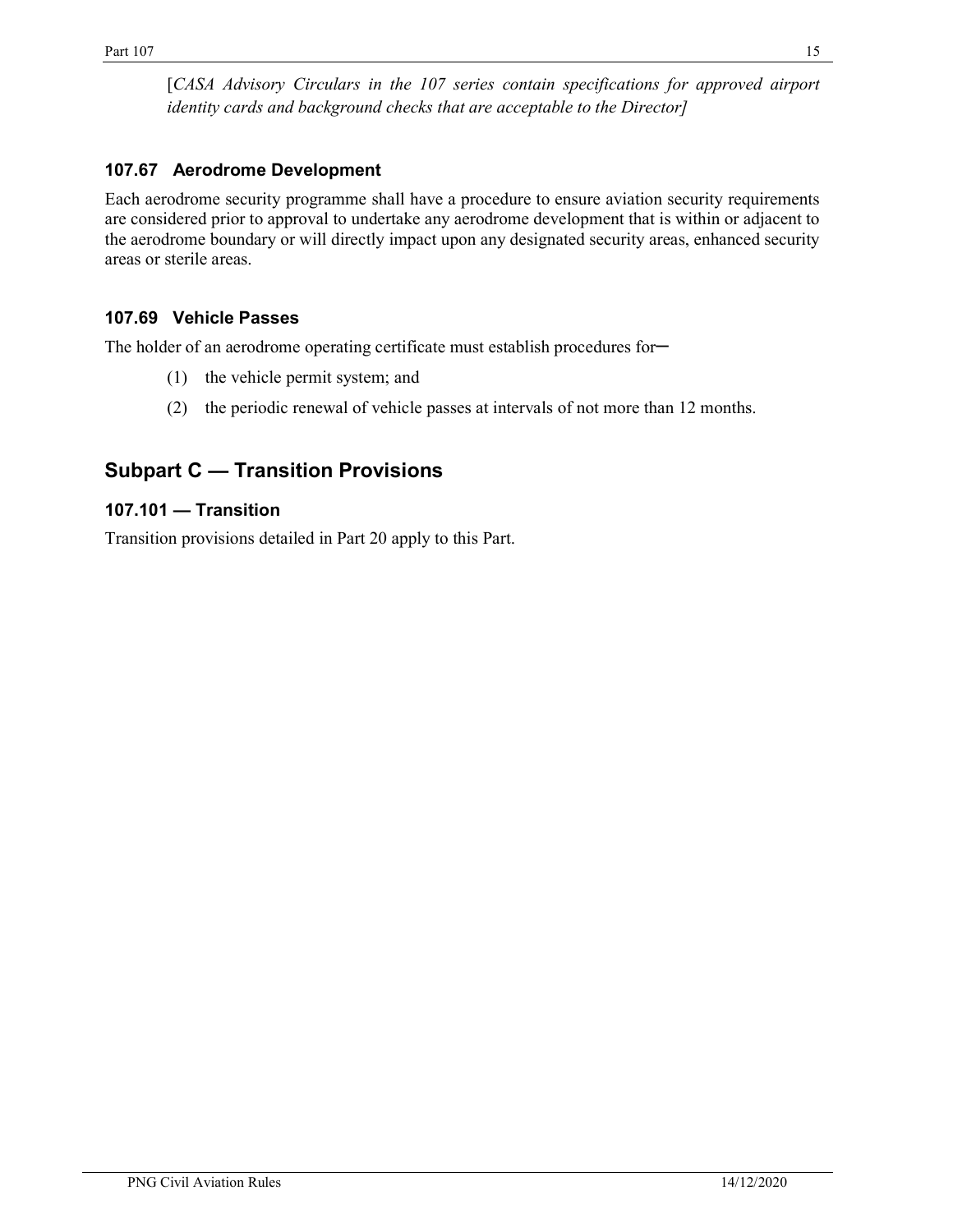[*CASA Advisory Circulars in the 107 series contain specifications for approved airport identity cards and background checks that are acceptable to the Director]*

### 107.67 Aerodrome Development

Each aerodrome security programme shall have a procedure to ensure aviation security requirements are considered prior to approval to undertake any aerodrome development that is within or adjacent to the aerodrome boundary or will directly impact upon any designated security areas, enhanced security areas or sterile areas.

### 107.69 Vehicle Passes

The holder of an aerodrome operating certificate must establish procedures for—

(1) the vehicle permit system; and

(2) the periodic renewal of vehicle passes at intervals of not more than 12 months.

## Subpart C — Transition Provisions

### 107.101 — Transition

Transition provisions detailed in Part 20 apply to this Part.